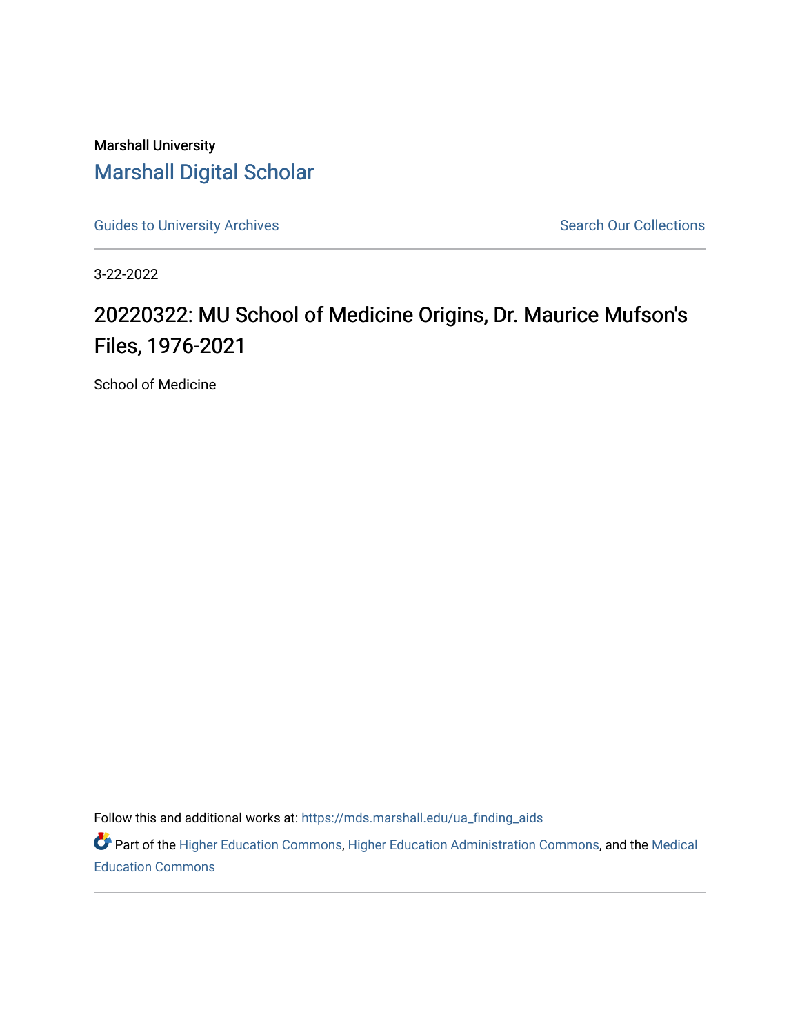Marshall University

# Marshall Digital Scholar

Guides to University Archives | Search Our Collections

3-22-2022

## 20220322: MU School of Medicine Origins, Dr. Maurice Mufson's Files, 1976-2021

School of Medicine

Follow this and additional works at: https://mds.marshall.edu/ua_finding_aids

Part of the Higher Education Commons, Higher Education Administration Commons, and the Medical Education Commons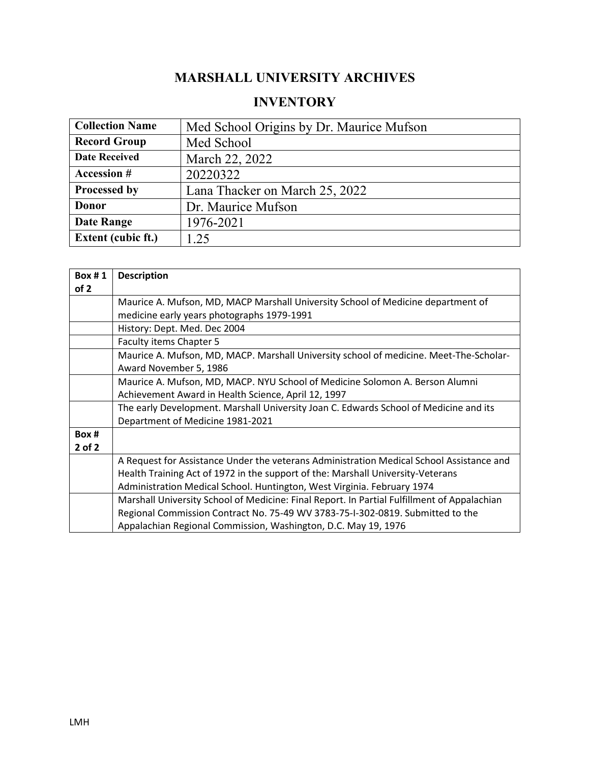# MARSHALL UNIVERSITY ARCHIVES

## INVENTORY

| | |
|---|---|
| **Collection Name** | Med School Origins by Dr. Maurice Mufson |
| **Record Group** | Med School |
| **Date Received** | March 22, 2022 |
| **Accession #** | 20220322 |
| **Processed by** | Lana Thacker on March 25, 2022 |
| **Donor** | Dr. Maurice Mufson |
| **Date Range** | 1976-2021 |
| **Extent (cubic ft.)** | 1.25 |

| **Box # 1 of 2** | **Description** |
|---|---|
| | Maurice A. Mufson, MD, MACP Marshall University School of Medicine department of medicine early years photographs 1979-1991 |
| | History: Dept. Med. Dec 2004 |
| | Faculty items Chapter 5 |
| | Maurice A. Mufson, MD, MACP. Marshall University school of medicine. Meet-The-Scholar-Award November 5, 1986 |
| | Maurice A. Mufson, MD, MACP. NYU School of Medicine Solomon A. Berson Alumni Achievement Award in Health Science, April 12, 1997 |
| | The early Development. Marshall University Joan C. Edwards School of Medicine and its Department of Medicine 1981-2021 |
| **Box # 2 of 2** | |
| | A Request for Assistance Under the veterans Administration Medical School Assistance and Health Training Act of 1972 in the support of the: Marshall University-Veterans Administration Medical School. Huntington, West Virginia. February 1974 |
| | Marshall University School of Medicine: Final Report. In Partial Fulfillment of Appalachian Regional Commission Contract No. 75-49 WV 3783-75-I-302-0819. Submitted to the Appalachian Regional Commission, Washington, D.C. May 19, 1976 |

LMH